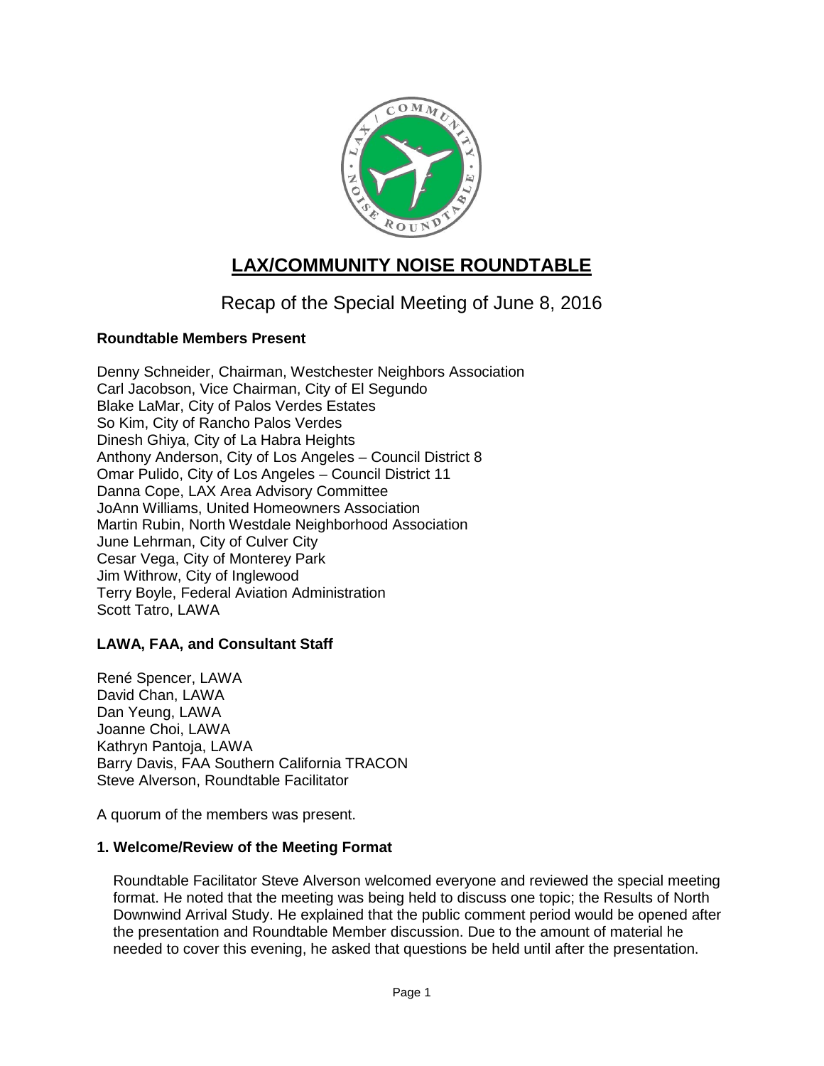# LAX/COMMUNITY NOISE ROUNDTABLE

## Recap of the Special Meeting of June 8, 2016

### Roundtable Members Present

Denny Schneider, Chairman, Westchester Neighbors Association
Carl Jacobson, Vice Chairman, City of El Segundo
Blake LaMar, City of Palos Verdes Estates
So Kim, City of Rancho Palos Verdes
Dinesh Ghiya, City of La Habra Heights
Anthony Anderson, City of Los Angeles – Council District 8
Omar Pulido, City of Los Angeles – Council District 11
Danna Cope, LAX Area Advisory Committee
JoAnn Williams, United Homeowners Association
Martin Rubin, North Westdale Neighborhood Association
June Lehrman, City of Culver City
Cesar Vega, City of Monterey Park
Jim Withrow, City of Inglewood
Terry Boyle, Federal Aviation Administration
Scott Tatro, LAWA

### LAWA, FAA, and Consultant Staff

René Spencer, LAWA
David Chan, LAWA
Dan Yeung, LAWA
Joanne Choi, LAWA
Kathryn Pantoja, LAWA
Barry Davis, FAA Southern California TRACON
Steve Alverson, Roundtable Facilitator

A quorum of the members was present.

### 1. Welcome/Review of the Meeting Format

Roundtable Facilitator Steve Alverson welcomed everyone and reviewed the special meeting format. He noted that the meeting was being held to discuss one topic; the Results of North Downwind Arrival Study. He explained that the public comment period would be opened after the presentation and Roundtable Member discussion. Due to the amount of material he needed to cover this evening, he asked that questions be held until after the presentation.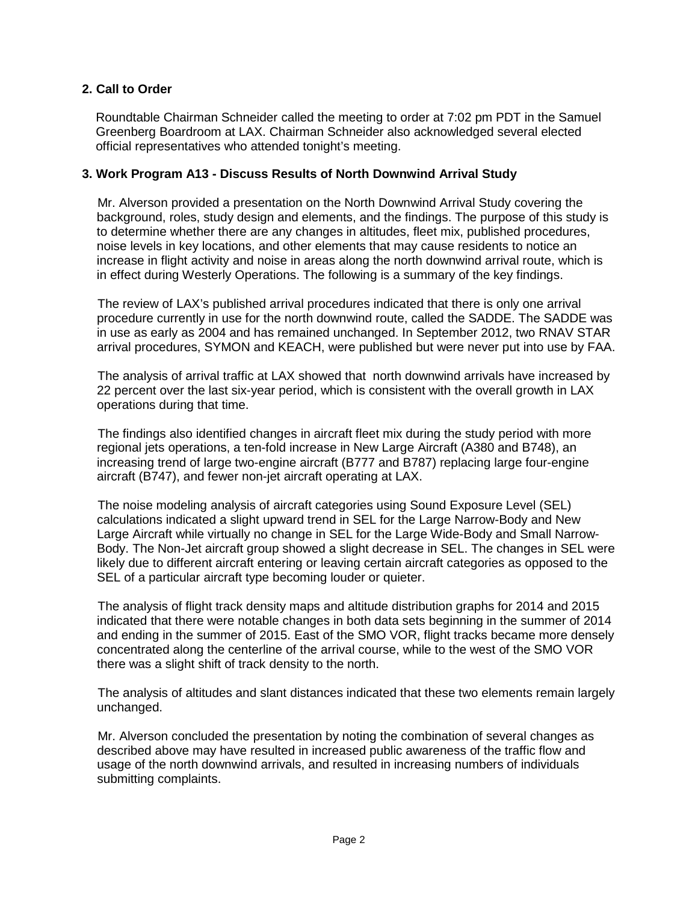## 2. Call to Order

Roundtable Chairman Schneider called the meeting to order at 7:02 pm PDT in the Samuel Greenberg Boardroom at LAX. Chairman Schneider also acknowledged several elected official representatives who attended tonight's meeting.

## 3. Work Program A13 - Discuss Results of North Downwind Arrival Study

Mr. Alverson provided a presentation on the North Downwind Arrival Study covering the background, roles, study design and elements, and the findings. The purpose of this study is to determine whether there are any changes in altitudes, fleet mix, published procedures, noise levels in key locations, and other elements that may cause residents to notice an increase in flight activity and noise in areas along the north downwind arrival route, which is in effect during Westerly Operations. The following is a summary of the key findings.

The review of LAX's published arrival procedures indicated that there is only one arrival procedure currently in use for the north downwind route, called the SADDE. The SADDE was in use as early as 2004 and has remained unchanged. In September 2012, two RNAV STAR arrival procedures, SYMON and KEACH, were published but were never put into use by FAA.

The analysis of arrival traffic at LAX showed that north downwind arrivals have increased by 22 percent over the last six-year period, which is consistent with the overall growth in LAX operations during that time.

The findings also identified changes in aircraft fleet mix during the study period with more regional jets operations, a ten-fold increase in New Large Aircraft (A380 and B748), an increasing trend of large two-engine aircraft (B777 and B787) replacing large four-engine aircraft (B747), and fewer non-jet aircraft operating at LAX.

The noise modeling analysis of aircraft categories using Sound Exposure Level (SEL) calculations indicated a slight upward trend in SEL for the Large Narrow-Body and New Large Aircraft while virtually no change in SEL for the Large Wide-Body and Small Narrow-Body. The Non-Jet aircraft group showed a slight decrease in SEL. The changes in SEL were likely due to different aircraft entering or leaving certain aircraft categories as opposed to the SEL of a particular aircraft type becoming louder or quieter.

The analysis of flight track density maps and altitude distribution graphs for 2014 and 2015 indicated that there were notable changes in both data sets beginning in the summer of 2014 and ending in the summer of 2015. East of the SMO VOR, flight tracks became more densely concentrated along the centerline of the arrival course, while to the west of the SMO VOR there was a slight shift of track density to the north.

The analysis of altitudes and slant distances indicated that these two elements remain largely unchanged.

Mr. Alverson concluded the presentation by noting the combination of several changes as described above may have resulted in increased public awareness of the traffic flow and usage of the north downwind arrivals, and resulted in increasing numbers of individuals submitting complaints.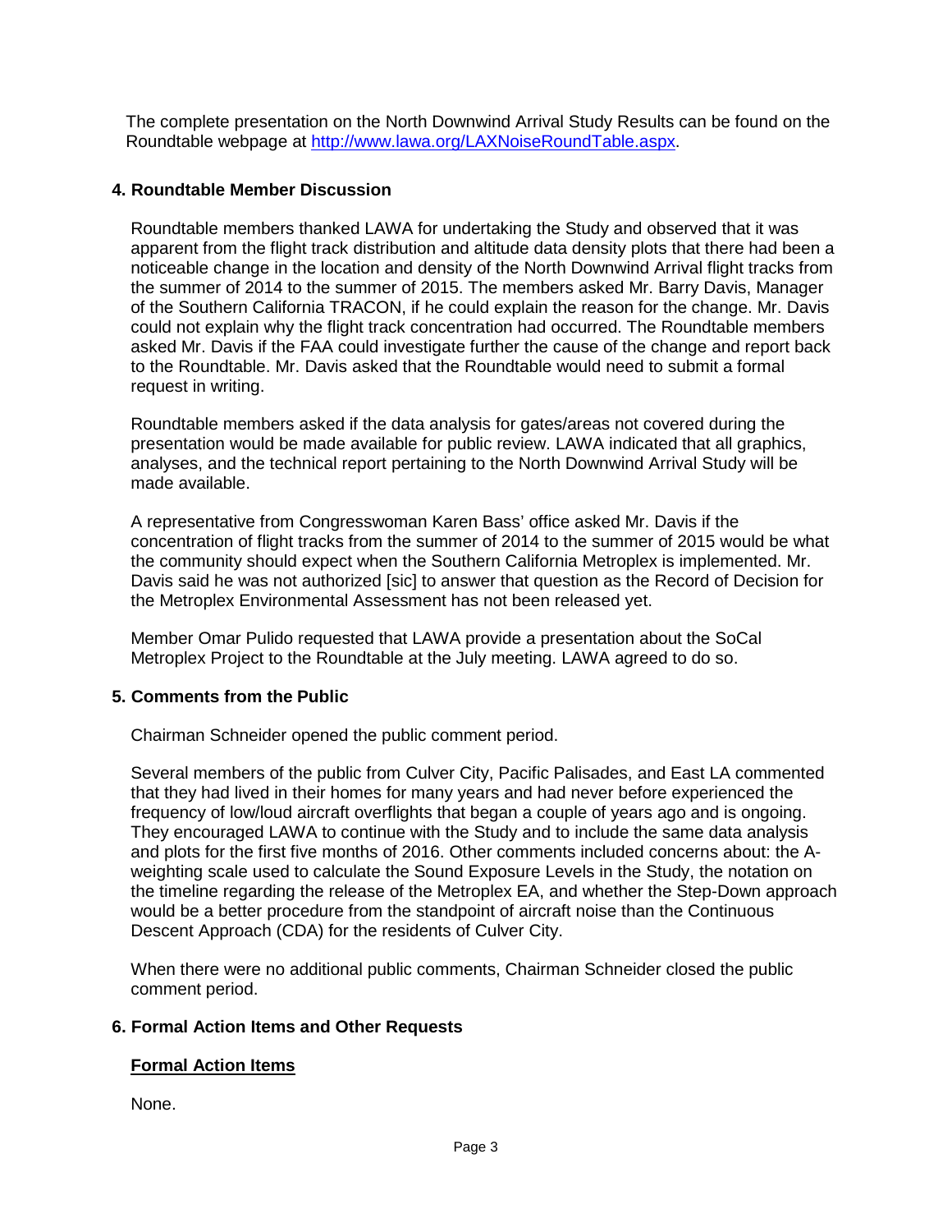The complete presentation on the North Downwind Arrival Study Results can be found on the Roundtable webpage at http://www.lawa.org/LAXNoiseRoundTable.aspx.

**4. Roundtable Member Discussion**

Roundtable members thanked LAWA for undertaking the Study and observed that it was apparent from the flight track distribution and altitude data density plots that there had been a noticeable change in the location and density of the North Downwind Arrival flight tracks from the summer of 2014 to the summer of 2015. The members asked Mr. Barry Davis, Manager of the Southern California TRACON, if he could explain the reason for the change. Mr. Davis could not explain why the flight track concentration had occurred. The Roundtable members asked Mr. Davis if the FAA could investigate further the cause of the change and report back to the Roundtable. Mr. Davis asked that the Roundtable would need to submit a formal request in writing.

Roundtable members asked if the data analysis for gates/areas not covered during the presentation would be made available for public review. LAWA indicated that all graphics, analyses, and the technical report pertaining to the North Downwind Arrival Study will be made available.

A representative from Congresswoman Karen Bass' office asked Mr. Davis if the concentration of flight tracks from the summer of 2014 to the summer of 2015 would be what the community should expect when the Southern California Metroplex is implemented. Mr. Davis said he was not authorized [sic] to answer that question as the Record of Decision for the Metroplex Environmental Assessment has not been released yet.

Member Omar Pulido requested that LAWA provide a presentation about the SoCal Metroplex Project to the Roundtable at the July meeting. LAWA agreed to do so.

**5. Comments from the Public**

Chairman Schneider opened the public comment period.

Several members of the public from Culver City, Pacific Palisades, and East LA commented that they had lived in their homes for many years and had never before experienced the frequency of low/loud aircraft overflights that began a couple of years ago and is ongoing. They encouraged LAWA to continue with the Study and to include the same data analysis and plots for the first five months of 2016. Other comments included concerns about: the A-weighting scale used to calculate the Sound Exposure Levels in the Study, the notation on the timeline regarding the release of the Metroplex EA, and whether the Step-Down approach would be a better procedure from the standpoint of aircraft noise than the Continuous Descent Approach (CDA) for the residents of Culver City.

When there were no additional public comments, Chairman Schneider closed the public comment period.

**6. Formal Action Items and Other Requests**

**Formal Action Items**

None.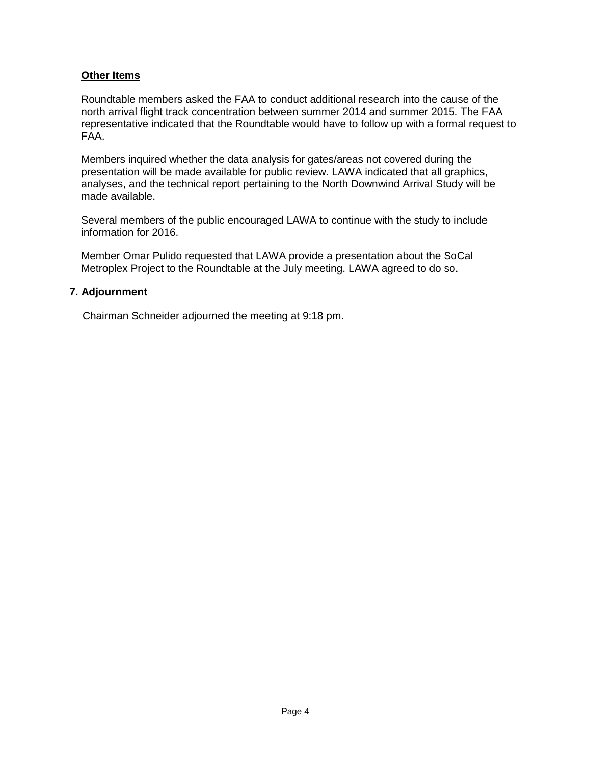**Other Items**

Roundtable members asked the FAA to conduct additional research into the cause of the north arrival flight track concentration between summer 2014 and summer 2015. The FAA representative indicated that the Roundtable would have to follow up with a formal request to FAA.

Members inquired whether the data analysis for gates/areas not covered during the presentation will be made available for public review. LAWA indicated that all graphics, analyses, and the technical report pertaining to the North Downwind Arrival Study will be made available.

Several members of the public encouraged LAWA to continue with the study to include information for 2016.

Member Omar Pulido requested that LAWA provide a presentation about the SoCal Metroplex Project to the Roundtable at the July meeting. LAWA agreed to do so.

**7. Adjournment**

Chairman Schneider adjourned the meeting at 9:18 pm.